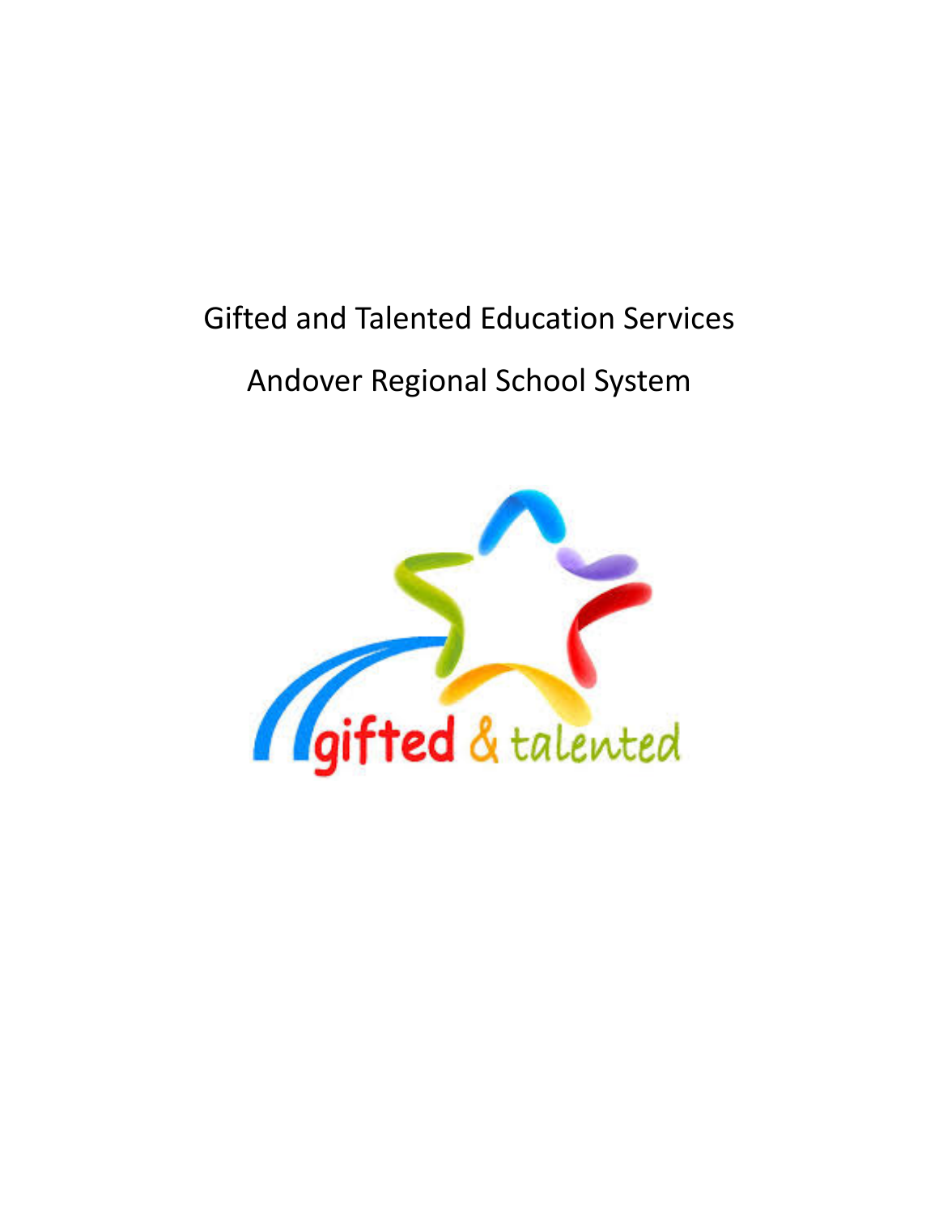# Gifted and Talented Education Services

## Andover Regional School System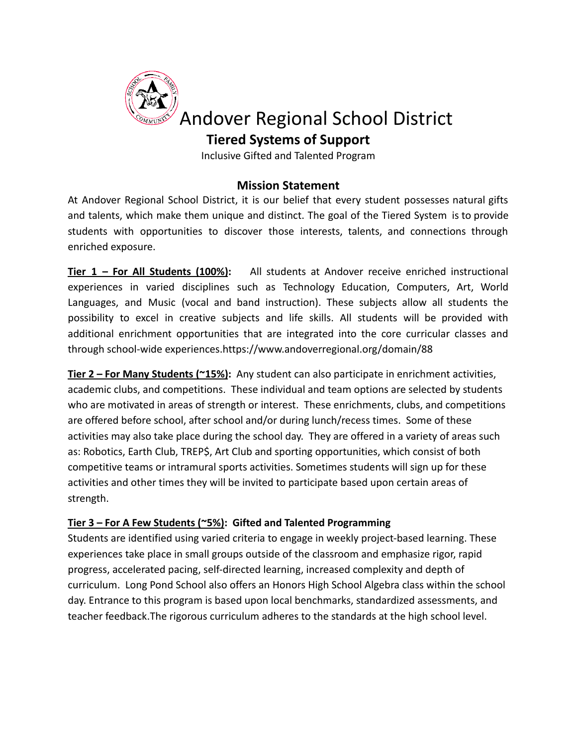# Andover Regional School District

## Tiered Systems of Support

Inclusive Gifted and Talented Program

### Mission Statement

At Andover Regional School District, it is our belief that every student possesses natural gifts and talents, which make them unique and distinct. The goal of the Tiered System is to provide students with opportunities to discover those interests, talents, and connections through enriched exposure.

**Tier 1 – For All Students (100%):** All students at Andover receive enriched instructional experiences in varied disciplines such as Technology Education, Computers, Art, World Languages, and Music (vocal and band instruction). These subjects allow all students the possibility to excel in creative subjects and life skills. All students will be provided with additional enrichment opportunities that are integrated into the core curricular classes and through school-wide experiences.https://www.andoverregional.org/domain/88

**Tier 2 – For Many Students (~15%):** Any student can also participate in enrichment activities, academic clubs, and competitions. These individual and team options are selected by students who are motivated in areas of strength or interest. These enrichments, clubs, and competitions are offered before school, after school and/or during lunch/recess times. Some of these activities may also take place during the school day. They are offered in a variety of areas such as: Robotics, Earth Club, TREP$, Art Club and sporting opportunities, which consist of both competitive teams or intramural sports activities. Sometimes students will sign up for these activities and other times they will be invited to participate based upon certain areas of strength.

**Tier 3 – For A Few Students (~5%): Gifted and Talented Programming**

Students are identified using varied criteria to engage in weekly project-based learning. These experiences take place in small groups outside of the classroom and emphasize rigor, rapid progress, accelerated pacing, self-directed learning, increased complexity and depth of curriculum. Long Pond School also offers an Honors High School Algebra class within the school day. Entrance to this program is based upon local benchmarks, standardized assessments, and teacher feedback.The rigorous curriculum adheres to the standards at the high school level.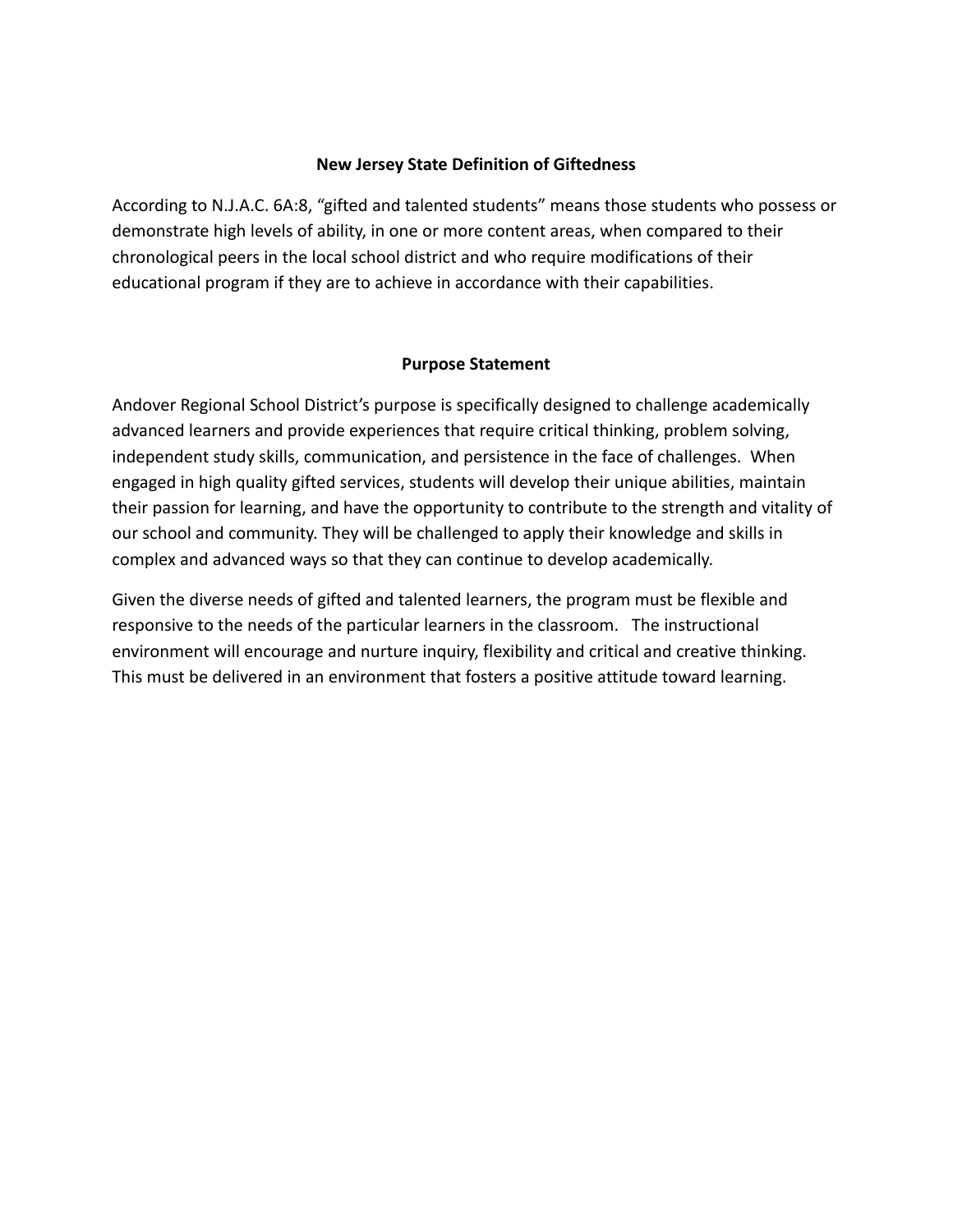## New Jersey State Definition of Giftedness

According to N.J.A.C. 6A:8, “gifted and talented students” means those students who possess or demonstrate high levels of ability, in one or more content areas, when compared to their chronological peers in the local school district and who require modifications of their educational program if they are to achieve in accordance with their capabilities.

## Purpose Statement

Andover Regional School District’s purpose is specifically designed to challenge academically advanced learners and provide experiences that require critical thinking, problem solving, independent study skills, communication, and persistence in the face of challenges. When engaged in high quality gifted services, students will develop their unique abilities, maintain their passion for learning, and have the opportunity to contribute to the strength and vitality of our school and community. They will be challenged to apply their knowledge and skills in complex and advanced ways so that they can continue to develop academically.

Given the diverse needs of gifted and talented learners, the program must be flexible and responsive to the needs of the particular learners in the classroom. The instructional environment will encourage and nurture inquiry, flexibility and critical and creative thinking. This must be delivered in an environment that fosters a positive attitude toward learning.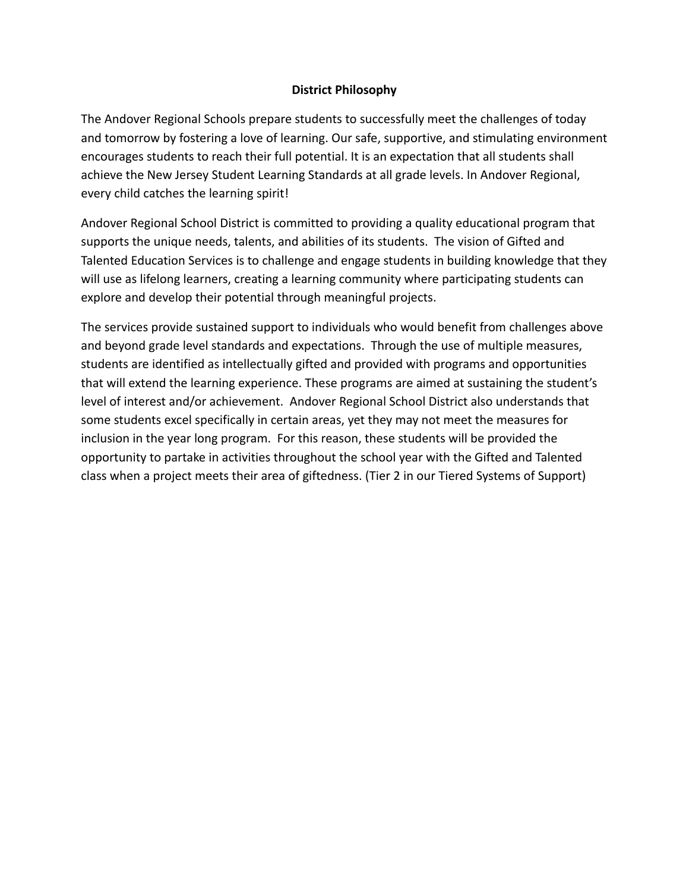## District Philosophy

The Andover Regional Schools prepare students to successfully meet the challenges of today and tomorrow by fostering a love of learning. Our safe, supportive, and stimulating environment encourages students to reach their full potential. It is an expectation that all students shall achieve the New Jersey Student Learning Standards at all grade levels. In Andover Regional, every child catches the learning spirit!

Andover Regional School District is committed to providing a quality educational program that supports the unique needs, talents, and abilities of its students. The vision of Gifted and Talented Education Services is to challenge and engage students in building knowledge that they will use as lifelong learners, creating a learning community where participating students can explore and develop their potential through meaningful projects.

The services provide sustained support to individuals who would benefit from challenges above and beyond grade level standards and expectations. Through the use of multiple measures, students are identified as intellectually gifted and provided with programs and opportunities that will extend the learning experience. These programs are aimed at sustaining the student's level of interest and/or achievement. Andover Regional School District also understands that some students excel specifically in certain areas, yet they may not meet the measures for inclusion in the year long program. For this reason, these students will be provided the opportunity to partake in activities throughout the school year with the Gifted and Talented class when a project meets their area of giftedness. (Tier 2 in our Tiered Systems of Support)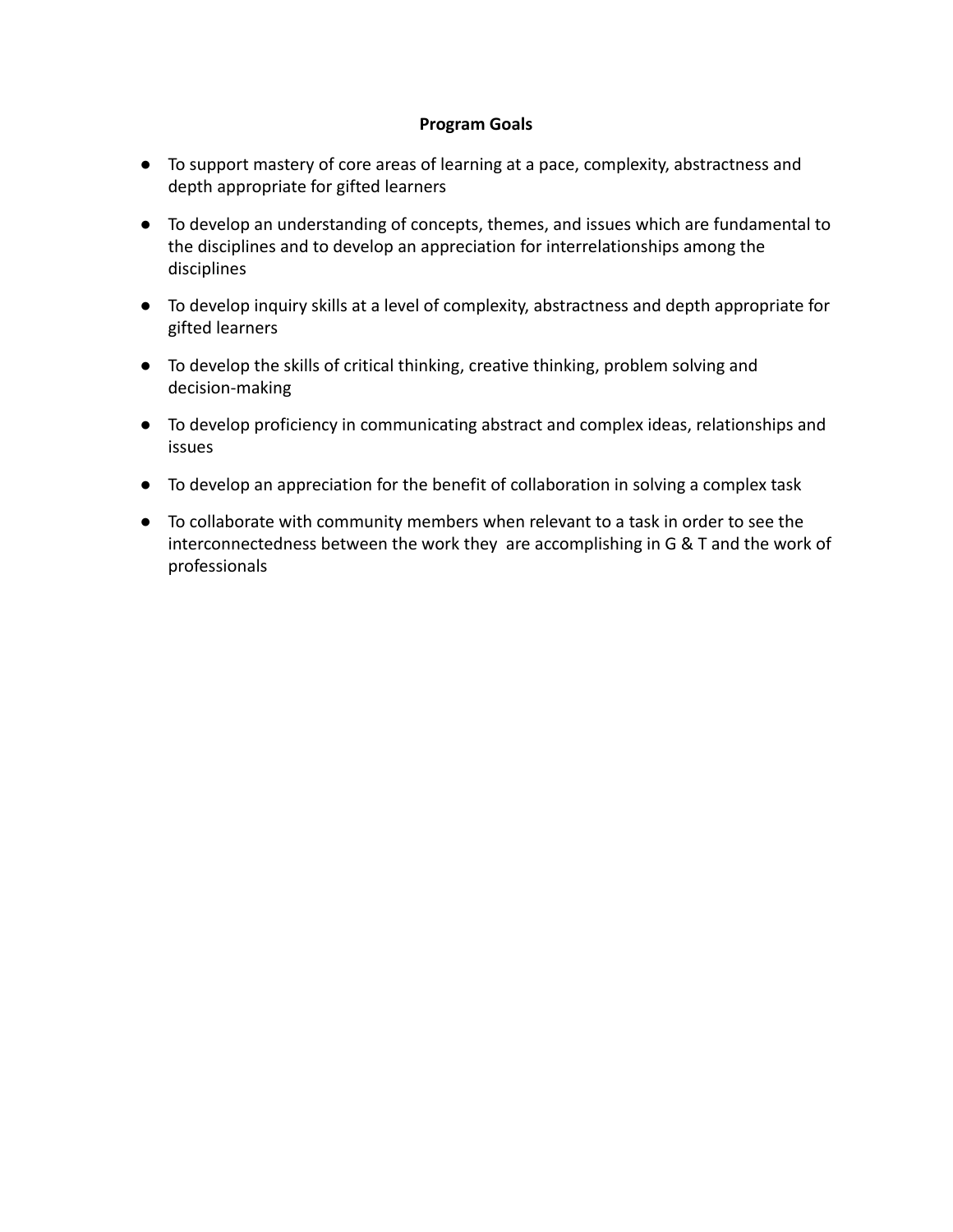**Program Goals**

- To support mastery of core areas of learning at a pace, complexity, abstractness and depth appropriate for gifted learners
- To develop an understanding of concepts, themes, and issues which are fundamental to the disciplines and to develop an appreciation for interrelationships among the disciplines
- To develop inquiry skills at a level of complexity, abstractness and depth appropriate for gifted learners
- To develop the skills of critical thinking, creative thinking, problem solving and decision-making
- To develop proficiency in communicating abstract and complex ideas, relationships and issues
- To develop an appreciation for the benefit of collaboration in solving a complex task
- To collaborate with community members when relevant to a task in order to see the interconnectedness between the work they are accomplishing in G & T and the work of professionals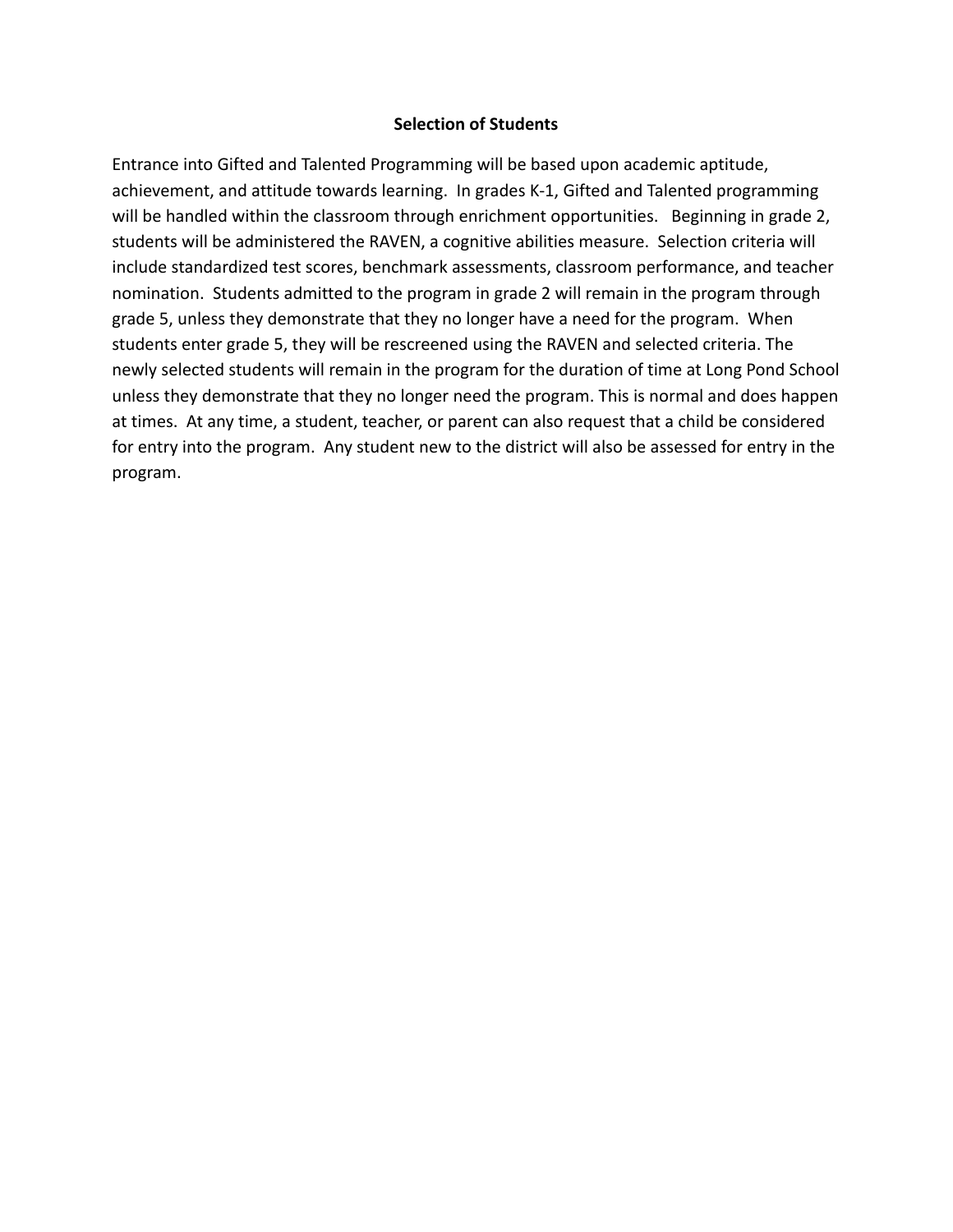## Selection of Students

Entrance into Gifted and Talented Programming will be based upon academic aptitude, achievement, and attitude towards learning. In grades K-1, Gifted and Talented programming will be handled within the classroom through enrichment opportunities. Beginning in grade 2, students will be administered the RAVEN, a cognitive abilities measure. Selection criteria will include standardized test scores, benchmark assessments, classroom performance, and teacher nomination. Students admitted to the program in grade 2 will remain in the program through grade 5, unless they demonstrate that they no longer have a need for the program. When students enter grade 5, they will be rescreened using the RAVEN and selected criteria. The newly selected students will remain in the program for the duration of time at Long Pond School unless they demonstrate that they no longer need the program. This is normal and does happen at times. At any time, a student, teacher, or parent can also request that a child be considered for entry into the program. Any student new to the district will also be assessed for entry in the program.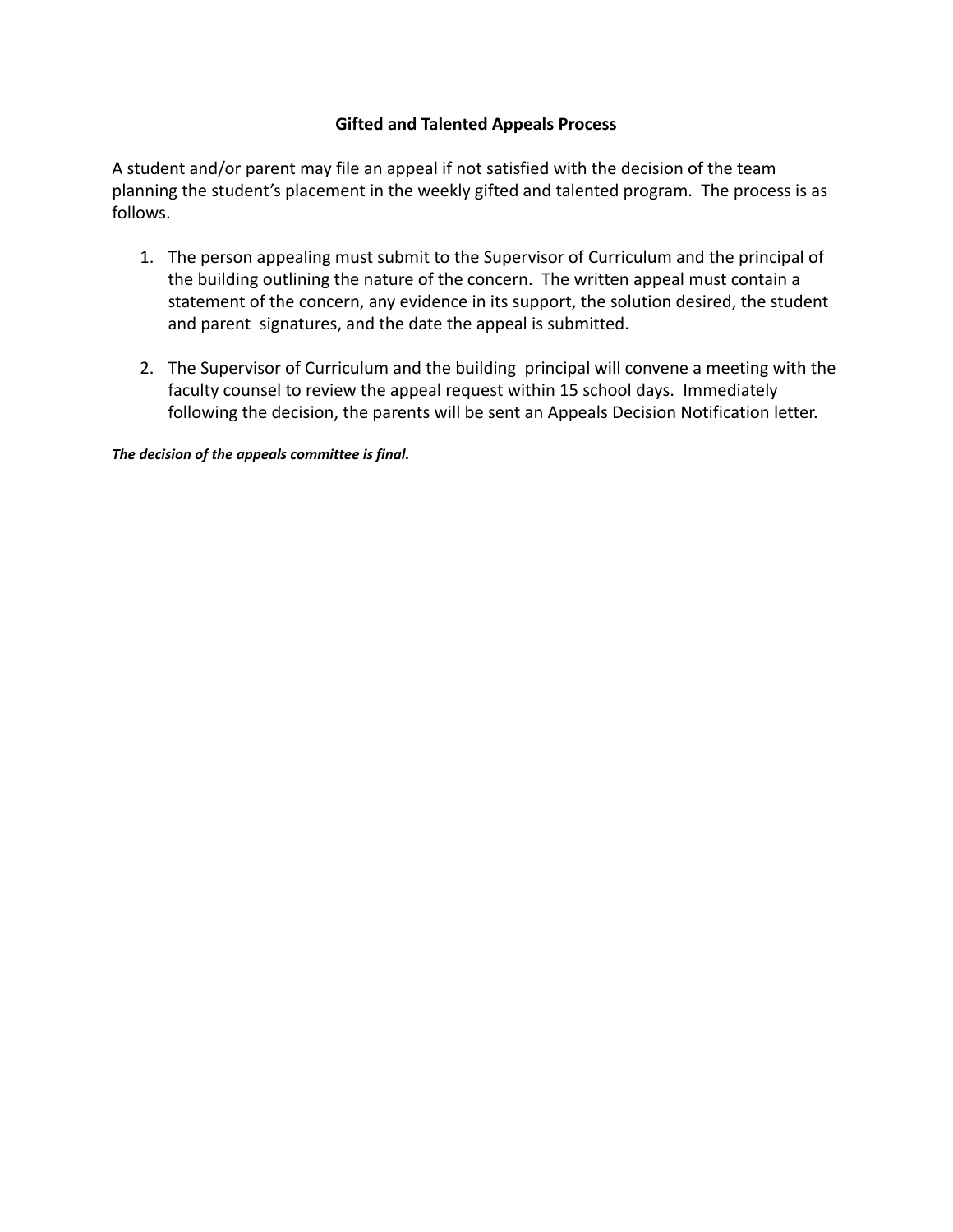**Gifted and Talented Appeals Process**

A student and/or parent may file an appeal if not satisfied with the decision of the team planning the student's placement in the weekly gifted and talented program. The process is as follows.

1. The person appealing must submit to the Supervisor of Curriculum and the principal of the building outlining the nature of the concern. The written appeal must contain a statement of the concern, any evidence in its support, the solution desired, the student and parent signatures, and the date the appeal is submitted.

2. The Supervisor of Curriculum and the building principal will convene a meeting with the faculty counsel to review the appeal request within 15 school days. Immediately following the decision, the parents will be sent an Appeals Decision Notification letter.

***The decision of the appeals committee is final.***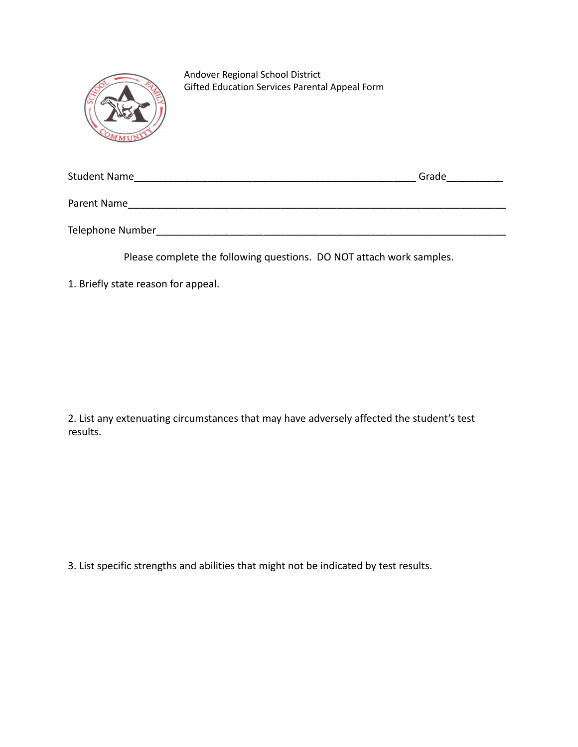Andover Regional School District
Gifted Education Services Parental Appeal Form

Student Name____________________________________________________ Grade__________

Parent Name______________________________________________________________________

Telephone Number_________________________________________________________________

Please complete the following questions. DO NOT attach work samples.

1. Briefly state reason for appeal.

2. List any extenuating circumstances that may have adversely affected the student's test results.

3. List specific strengths and abilities that might not be indicated by test results.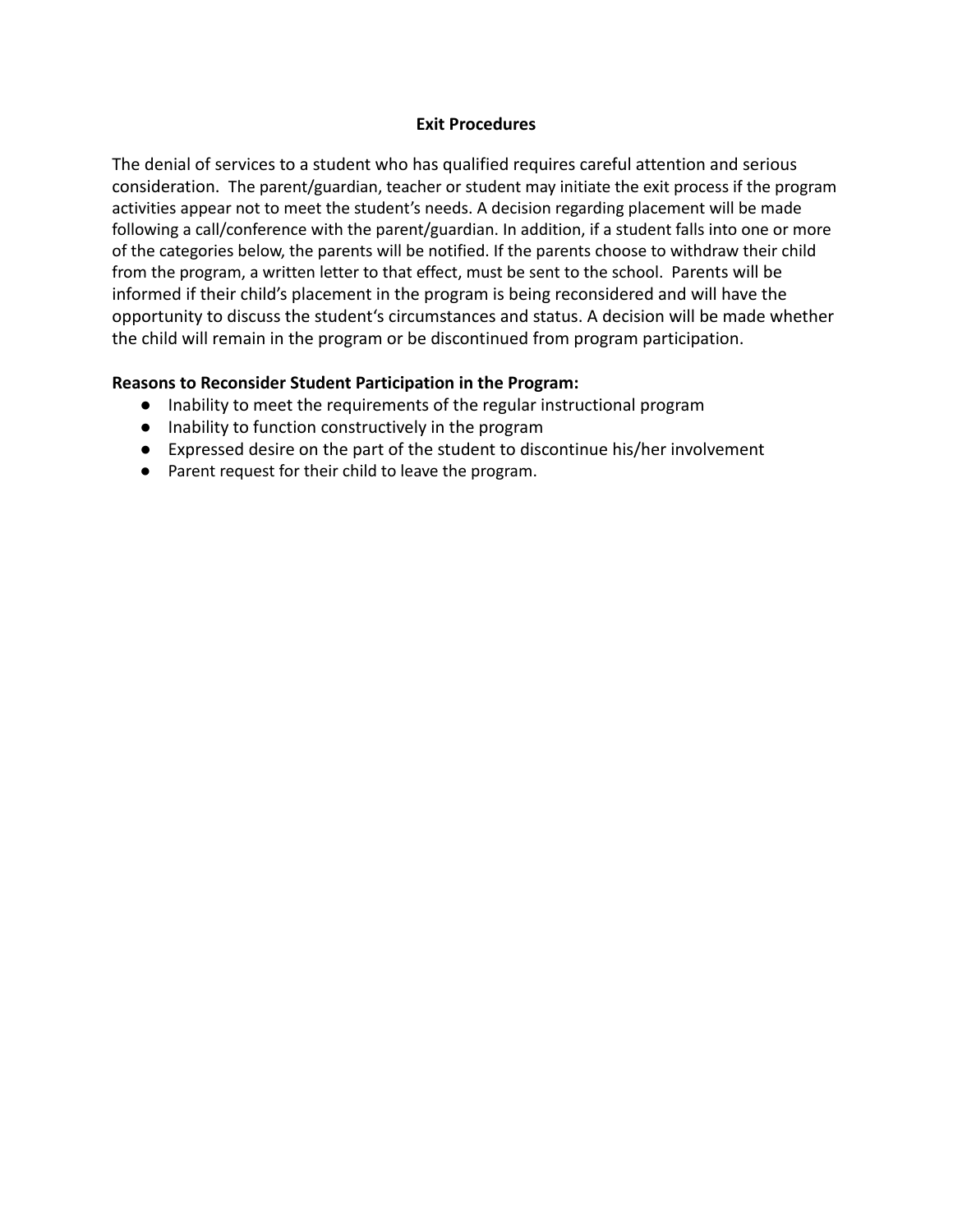## Exit Procedures

The denial of services to a student who has qualified requires careful attention and serious consideration. The parent/guardian, teacher or student may initiate the exit process if the program activities appear not to meet the student's needs. A decision regarding placement will be made following a call/conference with the parent/guardian. In addition, if a student falls into one or more of the categories below, the parents will be notified. If the parents choose to withdraw their child from the program, a written letter to that effect, must be sent to the school. Parents will be informed if their child's placement in the program is being reconsidered and will have the opportunity to discuss the student's circumstances and status. A decision will be made whether the child will remain in the program or be discontinued from program participation.

**Reasons to Reconsider Student Participation in the Program:**

- Inability to meet the requirements of the regular instructional program
- Inability to function constructively in the program
- Expressed desire on the part of the student to discontinue his/her involvement
- Parent request for their child to leave the program.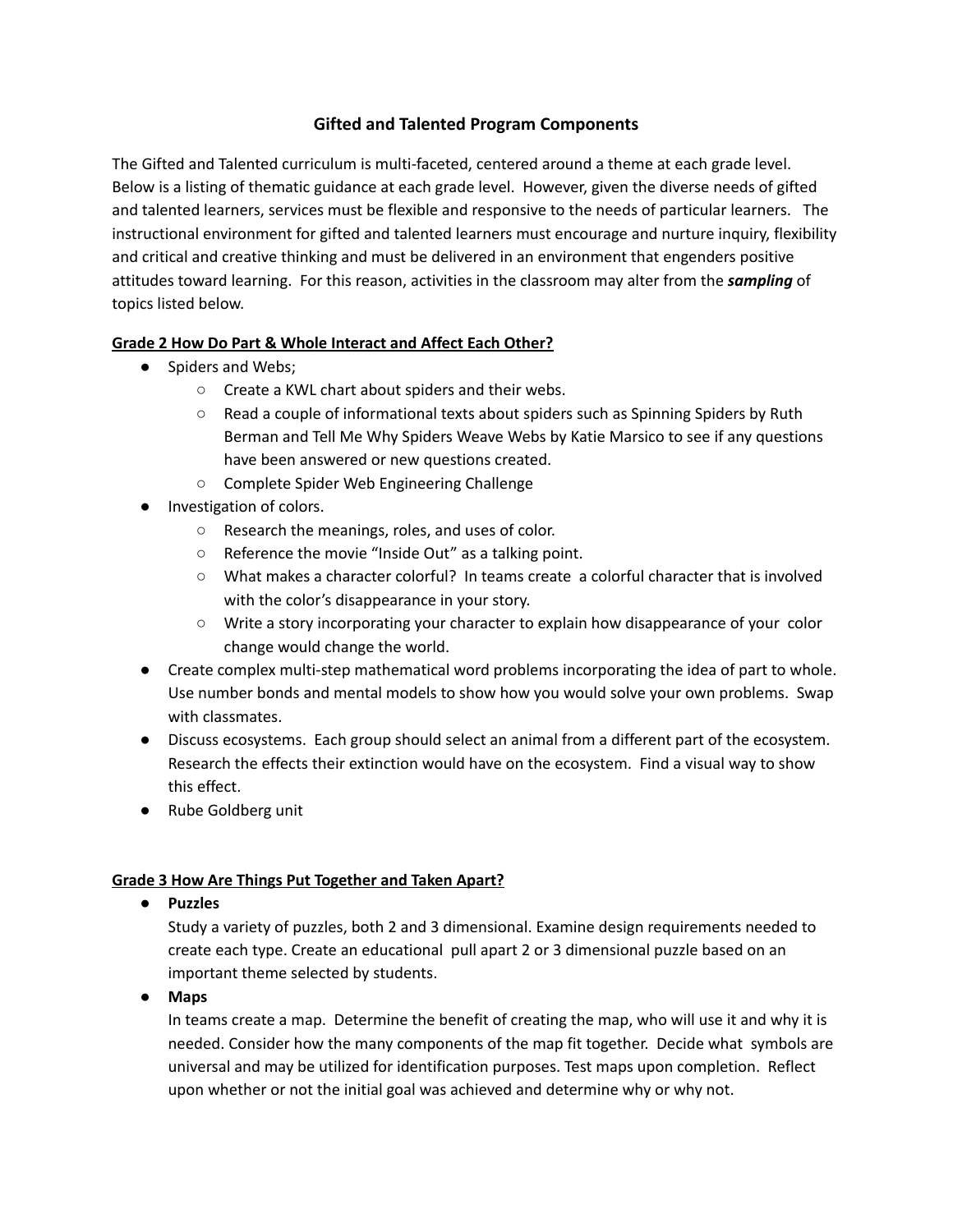# Gifted and Talented Program Components

The Gifted and Talented curriculum is multi-faceted, centered around a theme at each grade level. Below is a listing of thematic guidance at each grade level. However, given the diverse needs of gifted and talented learners, services must be flexible and responsive to the needs of particular learners. The instructional environment for gifted and talented learners must encourage and nurture inquiry, flexibility and critical and creative thinking and must be delivered in an environment that engenders positive attitudes toward learning. For this reason, activities in the classroom may alter from the ***sampling*** of topics listed below.

**Grade 2 How Do Part & Whole Interact and Affect Each Other?**

- Spiders and Webs;
  - Create a KWL chart about spiders and their webs.
  - Read a couple of informational texts about spiders such as Spinning Spiders by Ruth Berman and Tell Me Why Spiders Weave Webs by Katie Marsico to see if any questions have been answered or new questions created.
  - Complete Spider Web Engineering Challenge
- Investigation of colors.
  - Research the meanings, roles, and uses of color.
  - Reference the movie "Inside Out" as a talking point.
  - What makes a character colorful? In teams create a colorful character that is involved with the color's disappearance in your story.
  - Write a story incorporating your character to explain how disappearance of your color change would change the world.
- Create complex multi-step mathematical word problems incorporating the idea of part to whole. Use number bonds and mental models to show how you would solve your own problems. Swap with classmates.
- Discuss ecosystems. Each group should select an animal from a different part of the ecosystem. Research the effects their extinction would have on the ecosystem. Find a visual way to show this effect.
- Rube Goldberg unit

**Grade 3 How Are Things Put Together and Taken Apart?**

- **Puzzles**

  Study a variety of puzzles, both 2 and 3 dimensional. Examine design requirements needed to create each type. Create an educational pull apart 2 or 3 dimensional puzzle based on an important theme selected by students.
- **Maps**

  In teams create a map. Determine the benefit of creating the map, who will use it and why it is needed. Consider how the many components of the map fit together. Decide what symbols are universal and may be utilized for identification purposes. Test maps upon completion. Reflect upon whether or not the initial goal was achieved and determine why or why not.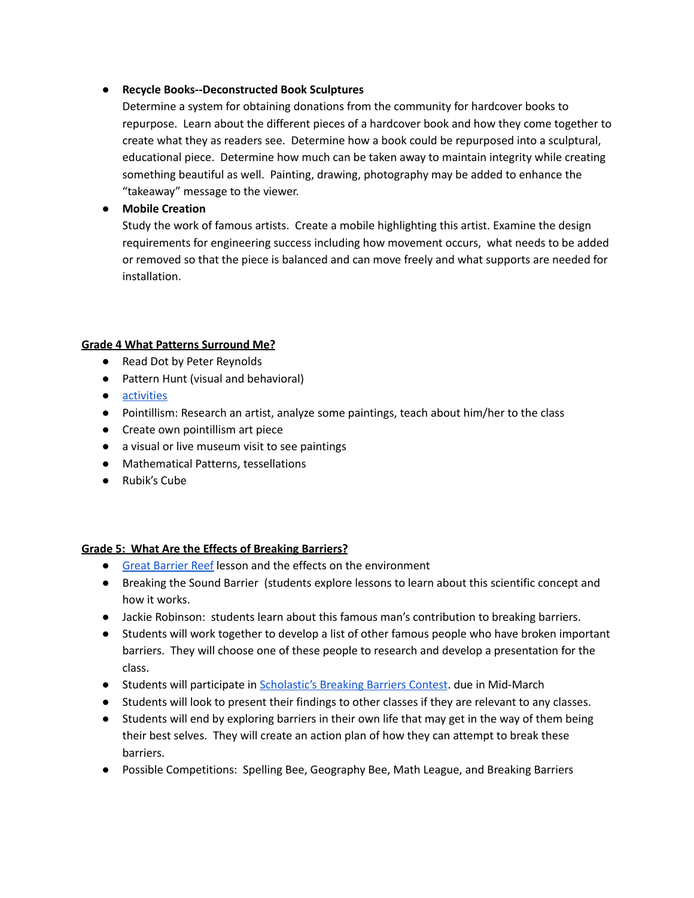- **Recycle Books--Deconstructed Book Sculptures**
  Determine a system for obtaining donations from the community for hardcover books to repurpose. Learn about the different pieces of a hardcover book and how they come together to create what they as readers see. Determine how a book could be repurposed into a sculptural, educational piece. Determine how much can be taken away to maintain integrity while creating something beautiful as well. Painting, drawing, photography may be added to enhance the "takeaway" message to the viewer.
- **Mobile Creation**
  Study the work of famous artists. Create a mobile highlighting this artist. Examine the design requirements for engineering success including how movement occurs, what needs to be added or removed so that the piece is balanced and can move freely and what supports are needed for installation.

**Grade 4 What Patterns Surround Me?**

- Read Dot by Peter Reynolds
- Pattern Hunt (visual and behavioral)
- activities
- Pointillism: Research an artist, analyze some paintings, teach about him/her to the class
- Create own pointillism art piece
- a visual or live museum visit to see paintings
- Mathematical Patterns, tessellations
- Rubik's Cube

**Grade 5: What Are the Effects of Breaking Barriers?**

- Great Barrier Reef lesson and the effects on the environment
- Breaking the Sound Barrier (students explore lessons to learn about this scientific concept and how it works.
- Jackie Robinson: students learn about this famous man's contribution to breaking barriers.
- Students will work together to develop a list of other famous people who have broken important barriers. They will choose one of these people to research and develop a presentation for the class.
- Students will participate in Scholastic's Breaking Barriers Contest. due in Mid-March
- Students will look to present their findings to other classes if they are relevant to any classes.
- Students will end by exploring barriers in their own life that may get in the way of them being their best selves. They will create an action plan of how they can attempt to break these barriers.
- Possible Competitions: Spelling Bee, Geography Bee, Math League, and Breaking Barriers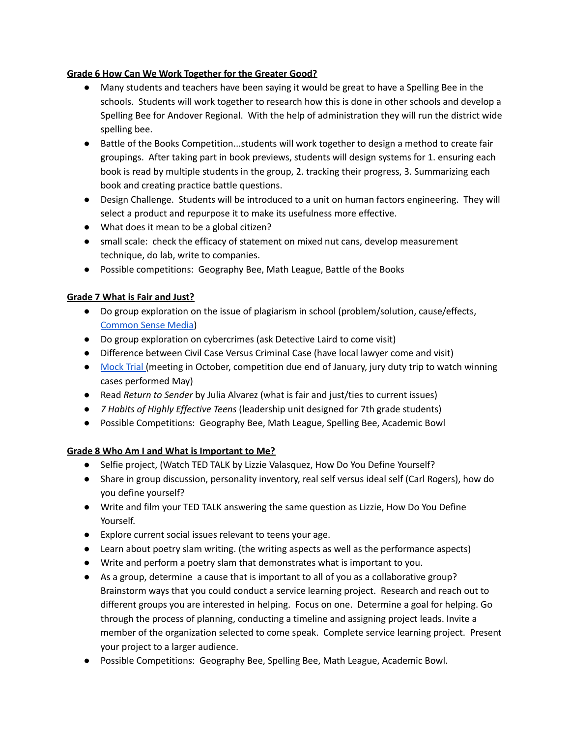**<u>Grade 6 How Can We Work Together for the Greater Good?</u>**

- Many students and teachers have been saying it would be great to have a Spelling Bee in the schools. Students will work together to research how this is done in other schools and develop a Spelling Bee for Andover Regional. With the help of administration they will run the district wide spelling bee.
- Battle of the Books Competition...students will work together to design a method to create fair groupings. After taking part in book previews, students will design systems for 1. ensuring each book is read by multiple students in the group, 2. tracking their progress, 3. Summarizing each book and creating practice battle questions.
- Design Challenge. Students will be introduced to a unit on human factors engineering. They will select a product and repurpose it to make its usefulness more effective.
- What does it mean to be a global citizen?
- small scale: check the efficacy of statement on mixed nut cans, develop measurement technique, do lab, write to companies.
- Possible competitions: Geography Bee, Math League, Battle of the Books

**<u>Grade 7 What is Fair and Just?</u>**

- Do group exploration on the issue of plagiarism in school (problem/solution, cause/effects, Common Sense Media)
- Do group exploration on cybercrimes (ask Detective Laird to come visit)
- Difference between Civil Case Versus Criminal Case (have local lawyer come and visit)
- Mock Trial (meeting in October, competition due end of January, jury duty trip to watch winning cases performed May)
- Read *Return to Sender* by Julia Alvarez (what is fair and just/ties to current issues)
- *7 Habits of Highly Effective Teens* (leadership unit designed for 7th grade students)
- Possible Competitions: Geography Bee, Math League, Spelling Bee, Academic Bowl

**<u>Grade 8 Who Am I and What is Important to Me?</u>**

- Selfie project, (Watch TED TALK by Lizzie Valasquez, How Do You Define Yourself?
- Share in group discussion, personality inventory, real self versus ideal self (Carl Rogers), how do you define yourself?
- Write and film your TED TALK answering the same question as Lizzie, How Do You Define Yourself.
- Explore current social issues relevant to teens your age.
- Learn about poetry slam writing. (the writing aspects as well as the performance aspects)
- Write and perform a poetry slam that demonstrates what is important to you.
- As a group, determine a cause that is important to all of you as a collaborative group? Brainstorm ways that you could conduct a service learning project. Research and reach out to different groups you are interested in helping. Focus on one. Determine a goal for helping. Go through the process of planning, conducting a timeline and assigning project leads. Invite a member of the organization selected to come speak. Complete service learning project. Present your project to a larger audience.
- Possible Competitions: Geography Bee, Spelling Bee, Math League, Academic Bowl.